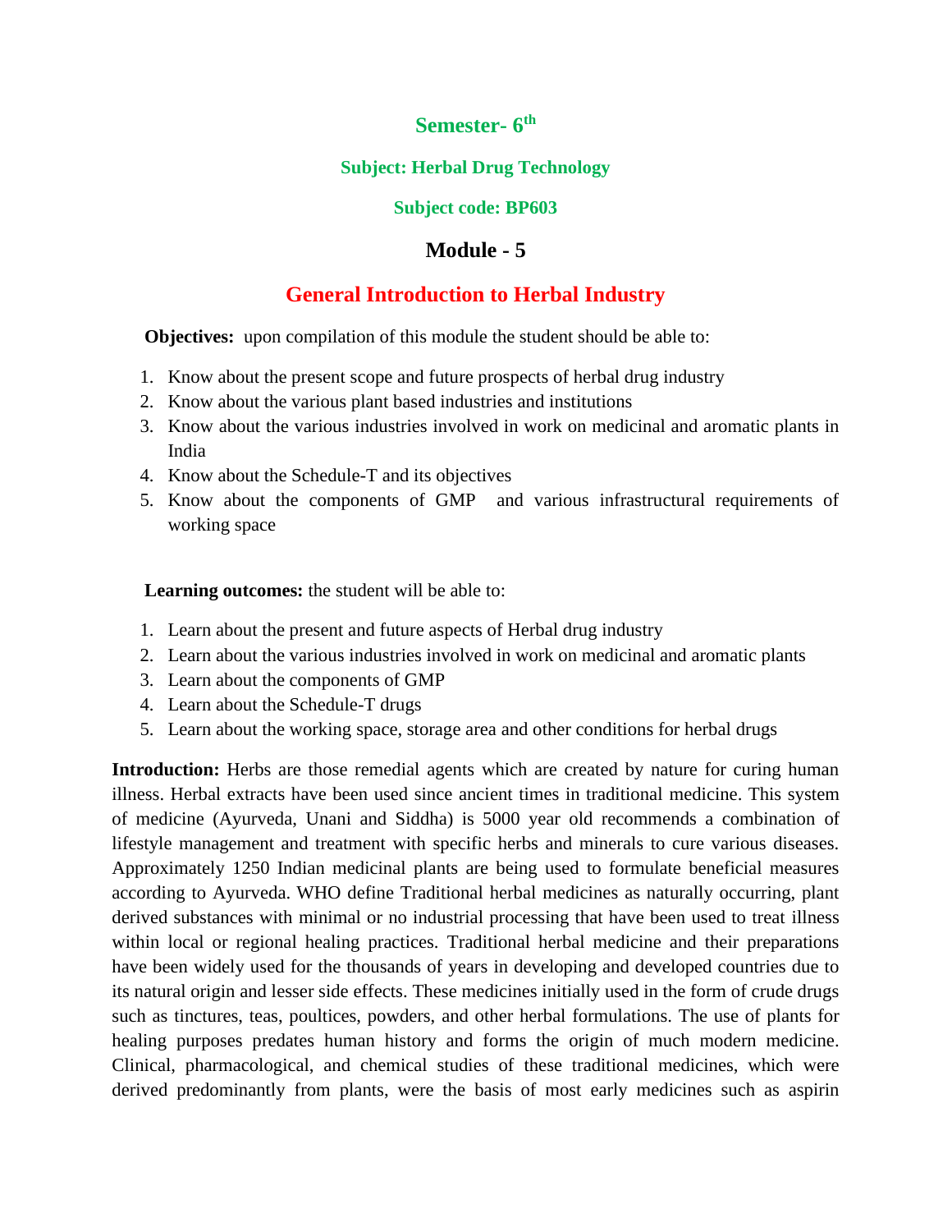# Semester- 6th

## Subject: Herbal Drug Technology

## Subject code: BP603

## Module - 5

## General Introduction to Herbal Industry

**Objectives:** upon compilation of this module the student should be able to:

1. Know about the present scope and future prospects of herbal drug industry
2. Know about the various plant based industries and institutions
3. Know about the various industries involved in work on medicinal and aromatic plants in India
4. Know about the Schedule-T and its objectives
5. Know about the components of GMP and various infrastructural requirements of working space

**Learning outcomes:** the student will be able to:

1. Learn about the present and future aspects of Herbal drug industry
2. Learn about the various industries involved in work on medicinal and aromatic plants
3. Learn about the components of GMP
4. Learn about the Schedule-T drugs
5. Learn about the working space, storage area and other conditions for herbal drugs

**Introduction:** Herbs are those remedial agents which are created by nature for curing human illness. Herbal extracts have been used since ancient times in traditional medicine. This system of medicine (Ayurveda, Unani and Siddha) is 5000 year old recommends a combination of lifestyle management and treatment with specific herbs and minerals to cure various diseases. Approximately 1250 Indian medicinal plants are being used to formulate beneficial measures according to Ayurveda. WHO define Traditional herbal medicines as naturally occurring, plant derived substances with minimal or no industrial processing that have been used to treat illness within local or regional healing practices. Traditional herbal medicine and their preparations have been widely used for the thousands of years in developing and developed countries due to its natural origin and lesser side effects. These medicines initially used in the form of crude drugs such as tinctures, teas, poultices, powders, and other herbal formulations. The use of plants for healing purposes predates human history and forms the origin of much modern medicine. Clinical, pharmacological, and chemical studies of these traditional medicines, which were derived predominantly from plants, were the basis of most early medicines such as aspirin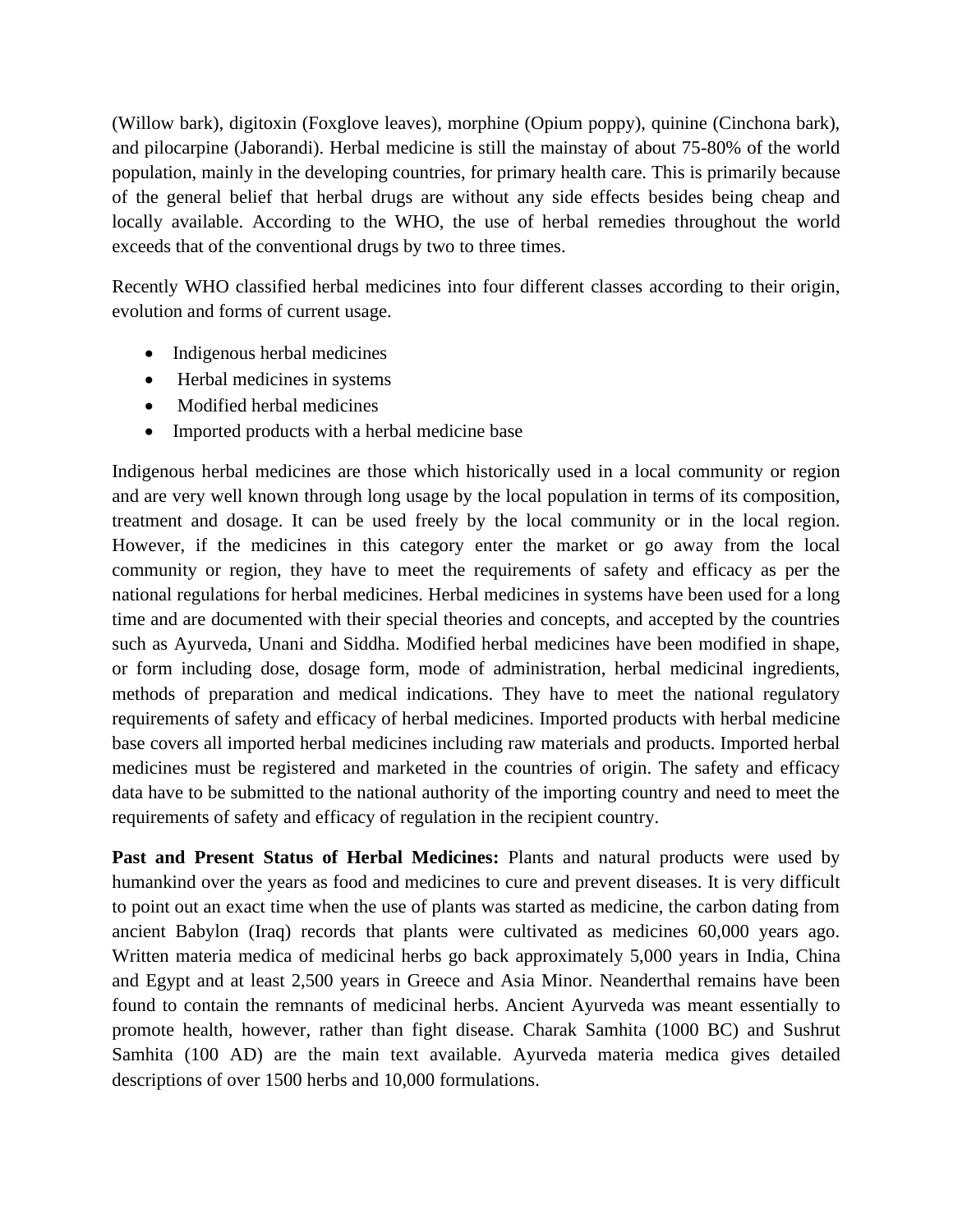(Willow bark), digitoxin (Foxglove leaves), morphine (Opium poppy), quinine (Cinchona bark), and pilocarpine (Jaborandi). Herbal medicine is still the mainstay of about 75-80% of the world population, mainly in the developing countries, for primary health care. This is primarily because of the general belief that herbal drugs are without any side effects besides being cheap and locally available. According to the WHO, the use of herbal remedies throughout the world exceeds that of the conventional drugs by two to three times.

Recently WHO classified herbal medicines into four different classes according to their origin, evolution and forms of current usage.

- Indigenous herbal medicines
- Herbal medicines in systems
- Modified herbal medicines
- Imported products with a herbal medicine base

Indigenous herbal medicines are those which historically used in a local community or region and are very well known through long usage by the local population in terms of its composition, treatment and dosage. It can be used freely by the local community or in the local region. However, if the medicines in this category enter the market or go away from the local community or region, they have to meet the requirements of safety and efficacy as per the national regulations for herbal medicines. Herbal medicines in systems have been used for a long time and are documented with their special theories and concepts, and accepted by the countries such as Ayurveda, Unani and Siddha. Modified herbal medicines have been modified in shape, or form including dose, dosage form, mode of administration, herbal medicinal ingredients, methods of preparation and medical indications. They have to meet the national regulatory requirements of safety and efficacy of herbal medicines. Imported products with herbal medicine base covers all imported herbal medicines including raw materials and products. Imported herbal medicines must be registered and marketed in the countries of origin. The safety and efficacy data have to be submitted to the national authority of the importing country and need to meet the requirements of safety and efficacy of regulation in the recipient country.

**Past and Present Status of Herbal Medicines:** Plants and natural products were used by humankind over the years as food and medicines to cure and prevent diseases. It is very difficult to point out an exact time when the use of plants was started as medicine, the carbon dating from ancient Babylon (Iraq) records that plants were cultivated as medicines 60,000 years ago. Written materia medica of medicinal herbs go back approximately 5,000 years in India, China and Egypt and at least 2,500 years in Greece and Asia Minor. Neanderthal remains have been found to contain the remnants of medicinal herbs. Ancient Ayurveda was meant essentially to promote health, however, rather than fight disease. Charak Samhita (1000 BC) and Sushrut Samhita (100 AD) are the main text available. Ayurveda materia medica gives detailed descriptions of over 1500 herbs and 10,000 formulations.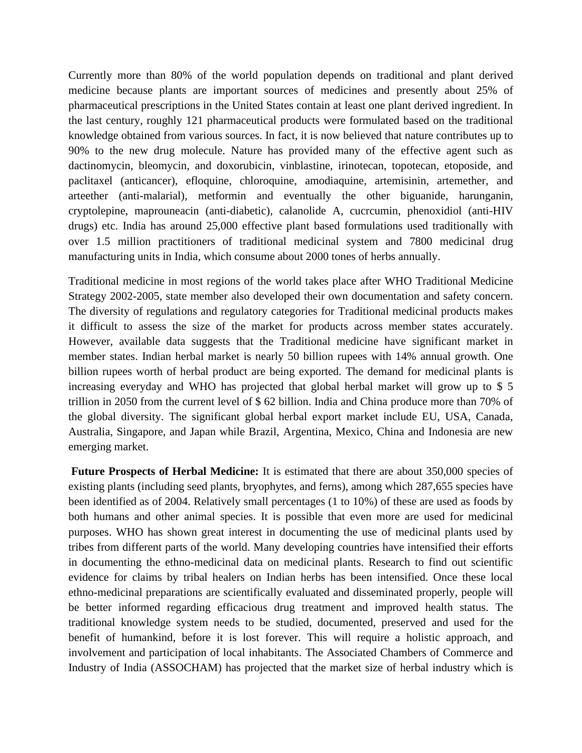Currently more than 80% of the world population depends on traditional and plant derived medicine because plants are important sources of medicines and presently about 25% of pharmaceutical prescriptions in the United States contain at least one plant derived ingredient. In the last century, roughly 121 pharmaceutical products were formulated based on the traditional knowledge obtained from various sources. In fact, it is now believed that nature contributes up to 90% to the new drug molecule. Nature has provided many of the effective agent such as dactinomycin, bleomycin, and doxorubicin, vinblastine, irinotecan, topotecan, etoposide, and paclitaxel (anticancer), efloquine, chloroquine, amodiaquine, artemisinin, artemether, and arteether (anti-malarial), metformin and eventually the other biguanide, harunganin, cryptolepine, maprouneacin (anti-diabetic), calanolide A, cucrcumin, phenoxidiol (anti-HIV drugs) etc. India has around 25,000 effective plant based formulations used traditionally with over 1.5 million practitioners of traditional medicinal system and 7800 medicinal drug manufacturing units in India, which consume about 2000 tones of herbs annually.

Traditional medicine in most regions of the world takes place after WHO Traditional Medicine Strategy 2002-2005, state member also developed their own documentation and safety concern. The diversity of regulations and regulatory categories for Traditional medicinal products makes it difficult to assess the size of the market for products across member states accurately. However, available data suggests that the Traditional medicine have significant market in member states. Indian herbal market is nearly 50 billion rupees with 14% annual growth. One billion rupees worth of herbal product are being exported. The demand for medicinal plants is increasing everyday and WHO has projected that global herbal market will grow up to $ 5 trillion in 2050 from the current level of $ 62 billion. India and China produce more than 70% of the global diversity. The significant global herbal export market include EU, USA, Canada, Australia, Singapore, and Japan while Brazil, Argentina, Mexico, China and Indonesia are new emerging market.

**Future Prospects of Herbal Medicine:** It is estimated that there are about 350,000 species of existing plants (including seed plants, bryophytes, and ferns), among which 287,655 species have been identified as of 2004. Relatively small percentages (1 to 10%) of these are used as foods by both humans and other animal species. It is possible that even more are used for medicinal purposes. WHO has shown great interest in documenting the use of medicinal plants used by tribes from different parts of the world. Many developing countries have intensified their efforts in documenting the ethno-medicinal data on medicinal plants. Research to find out scientific evidence for claims by tribal healers on Indian herbs has been intensified. Once these local ethno-medicinal preparations are scientifically evaluated and disseminated properly, people will be better informed regarding efficacious drug treatment and improved health status. The traditional knowledge system needs to be studied, documented, preserved and used for the benefit of humankind, before it is lost forever. This will require a holistic approach, and involvement and participation of local inhabitants. The Associated Chambers of Commerce and Industry of India (ASSOCHAM) has projected that the market size of herbal industry which is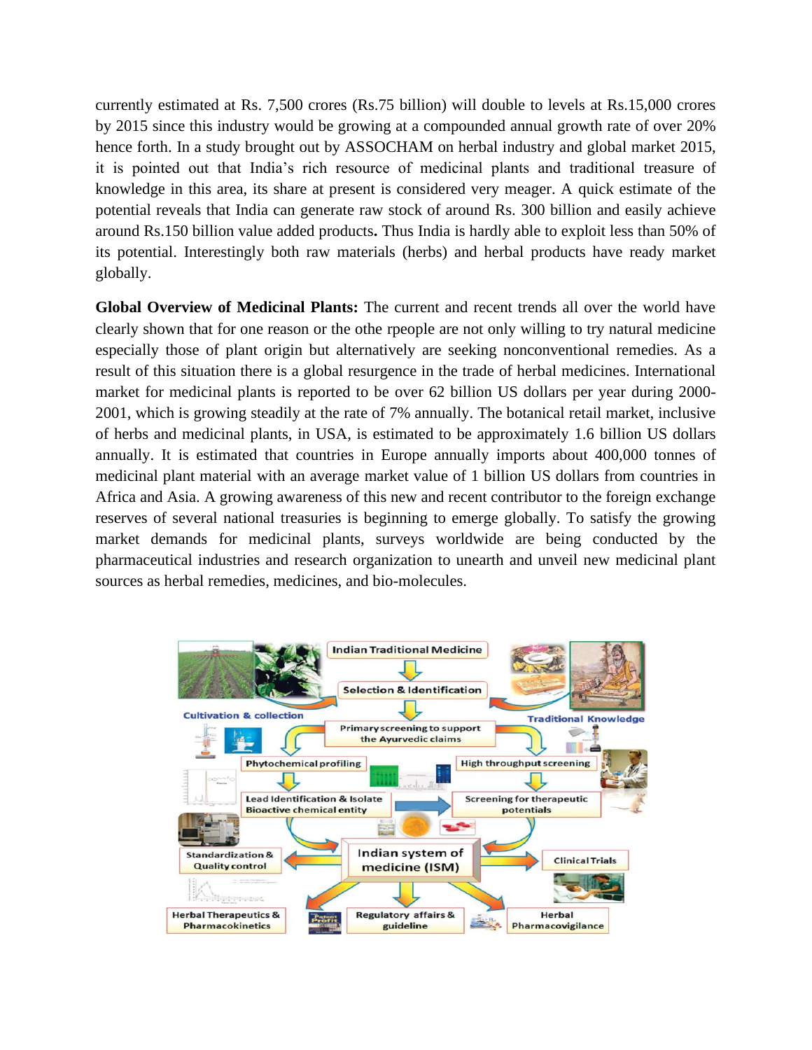currently estimated at Rs. 7,500 crores (Rs.75 billion) will double to levels at Rs.15,000 crores by 2015 since this industry would be growing at a compounded annual growth rate of over 20% hence forth. In a study brought out by ASSOCHAM on herbal industry and global market 2015, it is pointed out that India's rich resource of medicinal plants and traditional treasure of knowledge in this area, its share at present is considered very meager. A quick estimate of the potential reveals that India can generate raw stock of around Rs. 300 billion and easily achieve around Rs.150 billion value added products**.** Thus India is hardly able to exploit less than 50% of its potential. Interestingly both raw materials (herbs) and herbal products have ready market globally.

**Global Overview of Medicinal Plants:** The current and recent trends all over the world have clearly shown that for one reason or the othe rpeople are not only willing to try natural medicine especially those of plant origin but alternatively are seeking nonconventional remedies. As a result of this situation there is a global resurgence in the trade of herbal medicines. International market for medicinal plants is reported to be over 62 billion US dollars per year during 2000-2001, which is growing steadily at the rate of 7% annually. The botanical retail market, inclusive of herbs and medicinal plants, in USA, is estimated to be approximately 1.6 billion US dollars annually. It is estimated that countries in Europe annually imports about 400,000 tonnes of medicinal plant material with an average market value of 1 billion US dollars from countries in Africa and Asia. A growing awareness of this new and recent contributor to the foreign exchange reserves of several national treasuries is beginning to emerge globally. To satisfy the growing market demands for medicinal plants, surveys worldwide are being conducted by the pharmaceutical industries and research organization to unearth and unveil new medicinal plant sources as herbal remedies, medicines, and bio-molecules.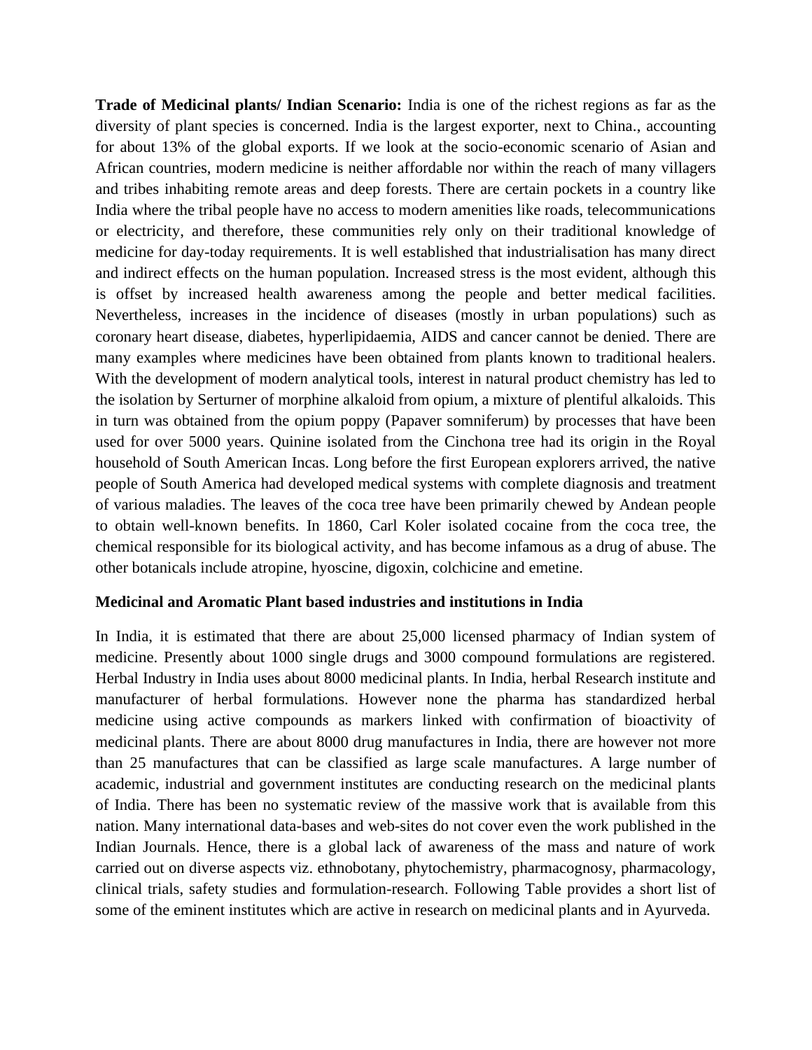**Trade of Medicinal plants/ Indian Scenario:** India is one of the richest regions as far as the diversity of plant species is concerned. India is the largest exporter, next to China., accounting for about 13% of the global exports. If we look at the socio-economic scenario of Asian and African countries, modern medicine is neither affordable nor within the reach of many villagers and tribes inhabiting remote areas and deep forests. There are certain pockets in a country like India where the tribal people have no access to modern amenities like roads, telecommunications or electricity, and therefore, these communities rely only on their traditional knowledge of medicine for day-today requirements. It is well established that industrialisation has many direct and indirect effects on the human population. Increased stress is the most evident, although this is offset by increased health awareness among the people and better medical facilities. Nevertheless, increases in the incidence of diseases (mostly in urban populations) such as coronary heart disease, diabetes, hyperlipidaemia, AIDS and cancer cannot be denied. There are many examples where medicines have been obtained from plants known to traditional healers. With the development of modern analytical tools, interest in natural product chemistry has led to the isolation by Serturner of morphine alkaloid from opium, a mixture of plentiful alkaloids. This in turn was obtained from the opium poppy (Papaver somniferum) by processes that have been used for over 5000 years. Quinine isolated from the Cinchona tree had its origin in the Royal household of South American Incas. Long before the first European explorers arrived, the native people of South America had developed medical systems with complete diagnosis and treatment of various maladies. The leaves of the coca tree have been primarily chewed by Andean people to obtain well-known benefits. In 1860, Carl Koler isolated cocaine from the coca tree, the chemical responsible for its biological activity, and has become infamous as a drug of abuse. The other botanicals include atropine, hyoscine, digoxin, colchicine and emetine.

**Medicinal and Aromatic Plant based industries and institutions in India**

In India, it is estimated that there are about 25,000 licensed pharmacy of Indian system of medicine. Presently about 1000 single drugs and 3000 compound formulations are registered. Herbal Industry in India uses about 8000 medicinal plants. In India, herbal Research institute and manufacturer of herbal formulations. However none the pharma has standardized herbal medicine using active compounds as markers linked with confirmation of bioactivity of medicinal plants. There are about 8000 drug manufactures in India, there are however not more than 25 manufactures that can be classified as large scale manufactures. A large number of academic, industrial and government institutes are conducting research on the medicinal plants of India. There has been no systematic review of the massive work that is available from this nation. Many international data-bases and web-sites do not cover even the work published in the Indian Journals. Hence, there is a global lack of awareness of the mass and nature of work carried out on diverse aspects viz. ethnobotany, phytochemistry, pharmacognosy, pharmacology, clinical trials, safety studies and formulation-research. Following Table provides a short list of some of the eminent institutes which are active in research on medicinal plants and in Ayurveda.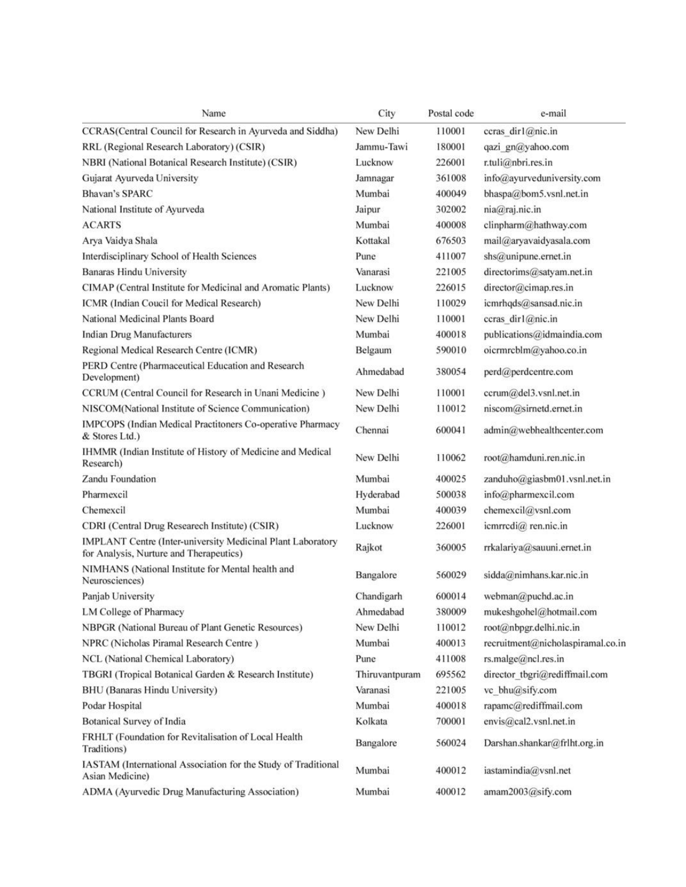| Name | City | Postal code | e-mail |
|---|---|---|---|
| CCRAS(Central Council for Research in Ayurveda and Siddha) | New Delhi | 110001 | ccras_dir1@nic.in |
| RRL (Regional Research Laboratory) (CSIR) | Jammu-Tawi | 180001 | qazi_gn@yahoo.com |
| NBRI (National Botanical Research Institute) (CSIR) | Lucknow | 226001 | r.tuli@nbri.res.in |
| Gujarat Ayurveda University | Jamnagar | 361008 | info@ayurveduniversity.com |
| Bhavan's SPARC | Mumbai | 400049 | bhaspa@bom5.vsnl.net.in |
| National Institute of Ayurveda | Jaipur | 302002 | nia@raj.nic.in |
| ACARTS | Mumbai | 400008 | clinpharm@hathway.com |
| Arya Vaidya Shala | Kottakal | 676503 | mail@aryavaidyasala.com |
| Interdisciplinary School of Health Sciences | Pune | 411007 | shs@unipune.ernet.in |
| Banaras Hindu University | Vanarasi | 221005 | directorims@satyam.net.in |
| CIMAP (Central Institute for Medicinal and Aromatic Plants) | Lucknow | 226015 | director@cimap.res.in |
| ICMR (Indian Coucil for Medical Research) | New Delhi | 110029 | icmrhqds@sansad.nic.in |
| National Medicinal Plants Board | New Delhi | 110001 | ccras_dir1@nic.in |
| Indian Drug Manufacturers | Mumbai | 400018 | publications@idmaindia.com |
| Regional Medical Research Centre (ICMR) | Belgaum | 590010 | oicrmrcblm@yahoo.co.in |
| PERD Centre (Pharmaceutical Education and Research Development) | Ahmedabad | 380054 | perd@perdcentre.com |
| CCRUM (Central Council for Research in Unani Medicine ) | New Delhi | 110001 | ccrum@del3.vsnl.net.in |
| NISCOM(National Institute of Science Communication) | New Delhi | 110012 | niscom@sirnetd.ernet.in |
| IMPCOPS (Indian Medical Practitoners Co-operative Pharmacy & Stores Ltd.) | Chennai | 600041 | admin@webhealthcenter.com |
| IHMMR (Indian Institute of History of Medicine and Medical Research) | New Delhi | 110062 | root@hamduni.ren.nic.in |
| Zandu Foundation | Mumbai | 400025 | zanduho@giasbm01.vsnl.net.in |
| Pharmexcil | Hyderabad | 500038 | info@pharmexcil.com |
| Chemexcil | Mumbai | 400039 | chemexcil@vsnl.com |
| CDRI (Central Drug Researech Institute) (CSIR) | Lucknow | 226001 | icmrrcdi@ ren.nic.in |
| IMPLANT Centre (Inter-university Medicinal Plant Laboratory for Analysis, Nurture and Therapeutics) | Rajkot | 360005 | rrkalariya@sauuni.ernet.in |
| NIMHANS (National Institute for Mental health and Neurosciences) | Bangalore | 560029 | sidda@nimhans.kar.nic.in |
| Panjab University | Chandigarh | 600014 | webman@puchd.ac.in |
| LM College of Pharmacy | Ahmedabad | 380009 | mukeshgohel@hotmail.com |
| NBPGR (National Bureau of Plant Genetic Resources) | New Delhi | 110012 | root@nbpgr.delhi.nic.in |
| NPRC (Nicholas Piramal Research Centre ) | Mumbai | 400013 | recruitment@nicholaspiramal.co.in |
| NCL (National Chemical Laboratory) | Pune | 411008 | rs.malge@ncl.res.in |
| TBGRI (Tropical Botanical Garden & Research Institute) | Thiruvantpuram | 695562 | director_tbgri@rediffmail.com |
| BHU (Banaras Hindu University) | Varanasi | 221005 | vc_bhu@sify.com |
| Podar Hospital | Mumbai | 400018 | rapamc@rediffmail.com |
| Botanical Survey of India | Kolkata | 700001 | envis@cal2.vsnl.net.in |
| FRHLT (Foundation for Revitalisation of Local Health Traditions) | Bangalore | 560024 | Darshan.shankar@frlht.org.in |
| IASTAM (International Association for the Study of Traditional Asian Medicine) | Mumbai | 400012 | iastamindia@vsnl.net |
| ADMA (Ayurvedic Drug Manufacturing Association) | Mumbai | 400012 | amam2003@sify.com |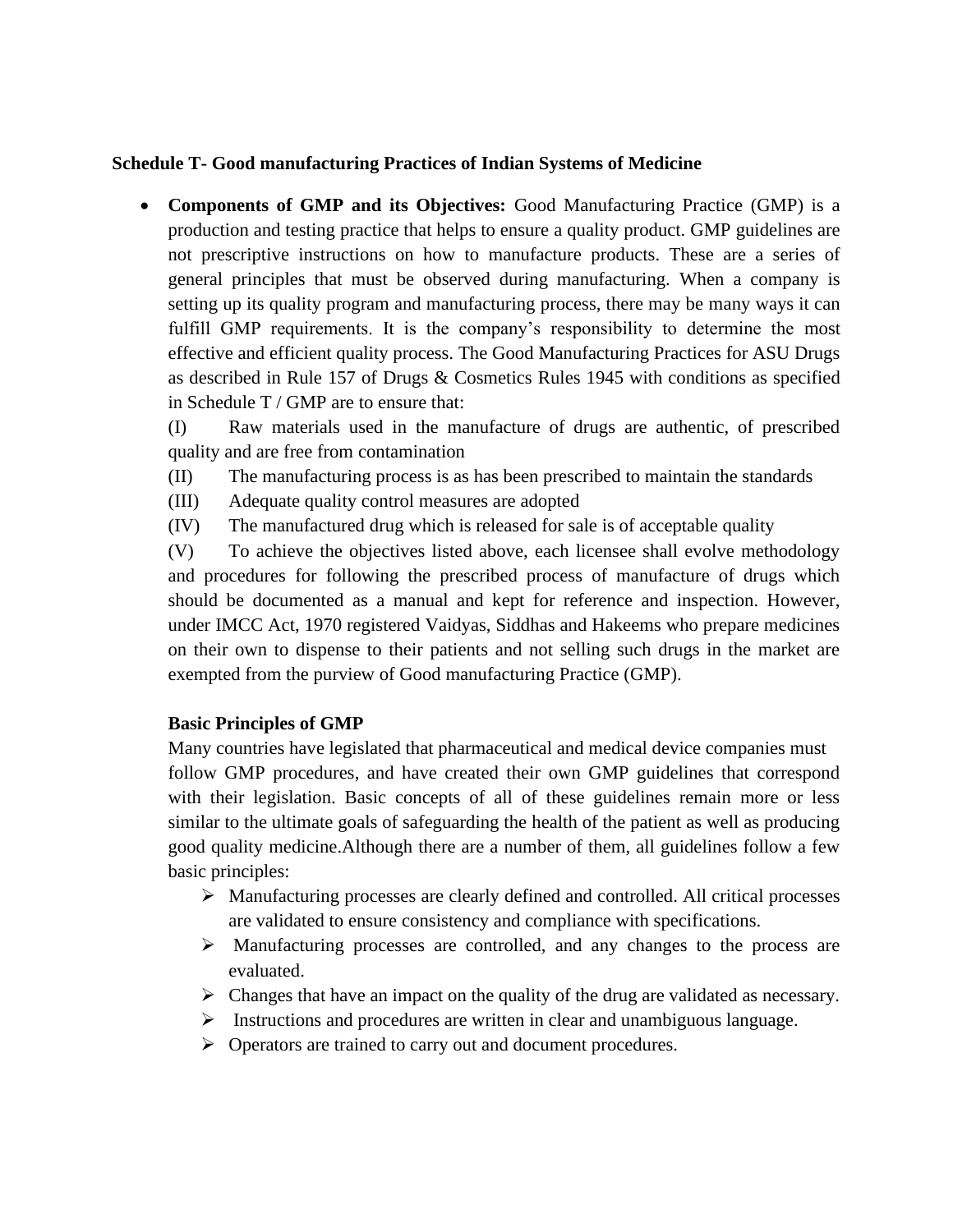**Schedule T- Good manufacturing Practices of Indian Systems of Medicine**

- **Components of GMP and its Objectives:** Good Manufacturing Practice (GMP) is a production and testing practice that helps to ensure a quality product. GMP guidelines are not prescriptive instructions on how to manufacture products. These are a series of general principles that must be observed during manufacturing. When a company is setting up its quality program and manufacturing process, there may be many ways it can fulfill GMP requirements. It is the company's responsibility to determine the most effective and efficient quality process. The Good Manufacturing Practices for ASU Drugs as described in Rule 157 of Drugs & Cosmetics Rules 1945 with conditions as specified in Schedule T / GMP are to ensure that:

  (I) Raw materials used in the manufacture of drugs are authentic, of prescribed quality and are free from contamination

  (II) The manufacturing process is as has been prescribed to maintain the standards

  (III) Adequate quality control measures are adopted

  (IV) The manufactured drug which is released for sale is of acceptable quality

  (V) To achieve the objectives listed above, each licensee shall evolve methodology and procedures for following the prescribed process of manufacture of drugs which should be documented as a manual and kept for reference and inspection. However, under IMCC Act, 1970 registered Vaidyas, Siddhas and Hakeems who prepare medicines on their own to dispense to their patients and not selling such drugs in the market are exempted from the purview of Good manufacturing Practice (GMP).

  **Basic Principles of GMP**

  Many countries have legislated that pharmaceutical and medical device companies must follow GMP procedures, and have created their own GMP guidelines that correspond with their legislation. Basic concepts of all of these guidelines remain more or less similar to the ultimate goals of safeguarding the health of the patient as well as producing good quality medicine.Although there are a number of them, all guidelines follow a few basic principles:

  - Manufacturing processes are clearly defined and controlled. All critical processes are validated to ensure consistency and compliance with specifications.
  - Manufacturing processes are controlled, and any changes to the process are evaluated.
  - Changes that have an impact on the quality of the drug are validated as necessary.
  - Instructions and procedures are written in clear and unambiguous language.
  - Operators are trained to carry out and document procedures.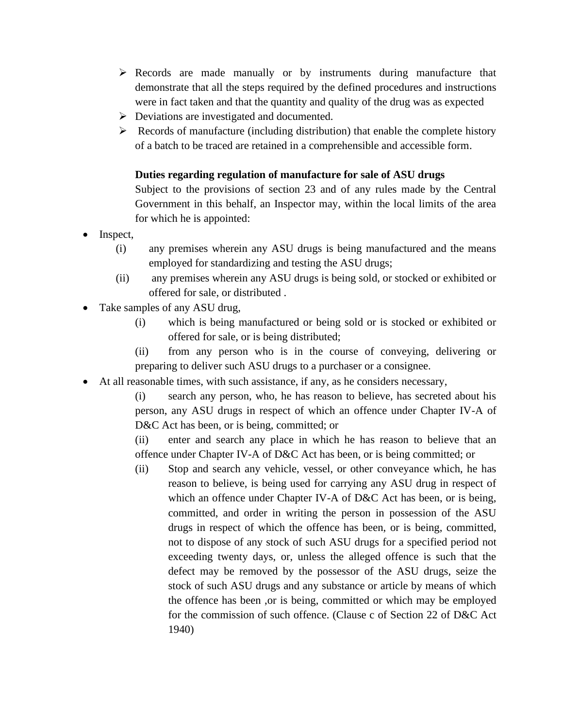- Records are made manually or by instruments during manufacture that demonstrate that all the steps required by the defined procedures and instructions were in fact taken and that the quantity and quality of the drug was as expected
- Deviations are investigated and documented.
- Records of manufacture (including distribution) that enable the complete history of a batch to be traced are retained in a comprehensible and accessible form.

**Duties regarding regulation of manufacture for sale of ASU drugs**

Subject to the provisions of section 23 and of any rules made by the Central Government in this behalf, an Inspector may, within the local limits of the area for which he is appointed:

- Inspect,
  - (i) any premises wherein any ASU drugs is being manufactured and the means employed for standardizing and testing the ASU drugs;
  - (ii) any premises wherein any ASU drugs is being sold, or stocked or exhibited or offered for sale, or distributed .
- Take samples of any ASU drug,
  - (i) which is being manufactured or being sold or is stocked or exhibited or offered for sale, or is being distributed;
  - (ii) from any person who is in the course of conveying, delivering or preparing to deliver such ASU drugs to a purchaser or a consignee.
- At all reasonable times, with such assistance, if any, as he considers necessary,
  - (i) search any person, who, he has reason to believe, has secreted about his person, any ASU drugs in respect of which an offence under Chapter IV-A of D&C Act has been, or is being, committed; or
  - (ii) enter and search any place in which he has reason to believe that an offence under Chapter IV-A of D&C Act has been, or is being committed; or
  - (ii) Stop and search any vehicle, vessel, or other conveyance which, he has reason to believe, is being used for carrying any ASU drug in respect of which an offence under Chapter IV-A of D&C Act has been, or is being, committed, and order in writing the person in possession of the ASU drugs in respect of which the offence has been, or is being, committed, not to dispose of any stock of such ASU drugs for a specified period not exceeding twenty days, or, unless the alleged offence is such that the defect may be removed by the possessor of the ASU drugs, seize the stock of such ASU drugs and any substance or article by means of which the offence has been ,or is being, committed or which may be employed for the commission of such offence. (Clause c of Section 22 of D&C Act 1940)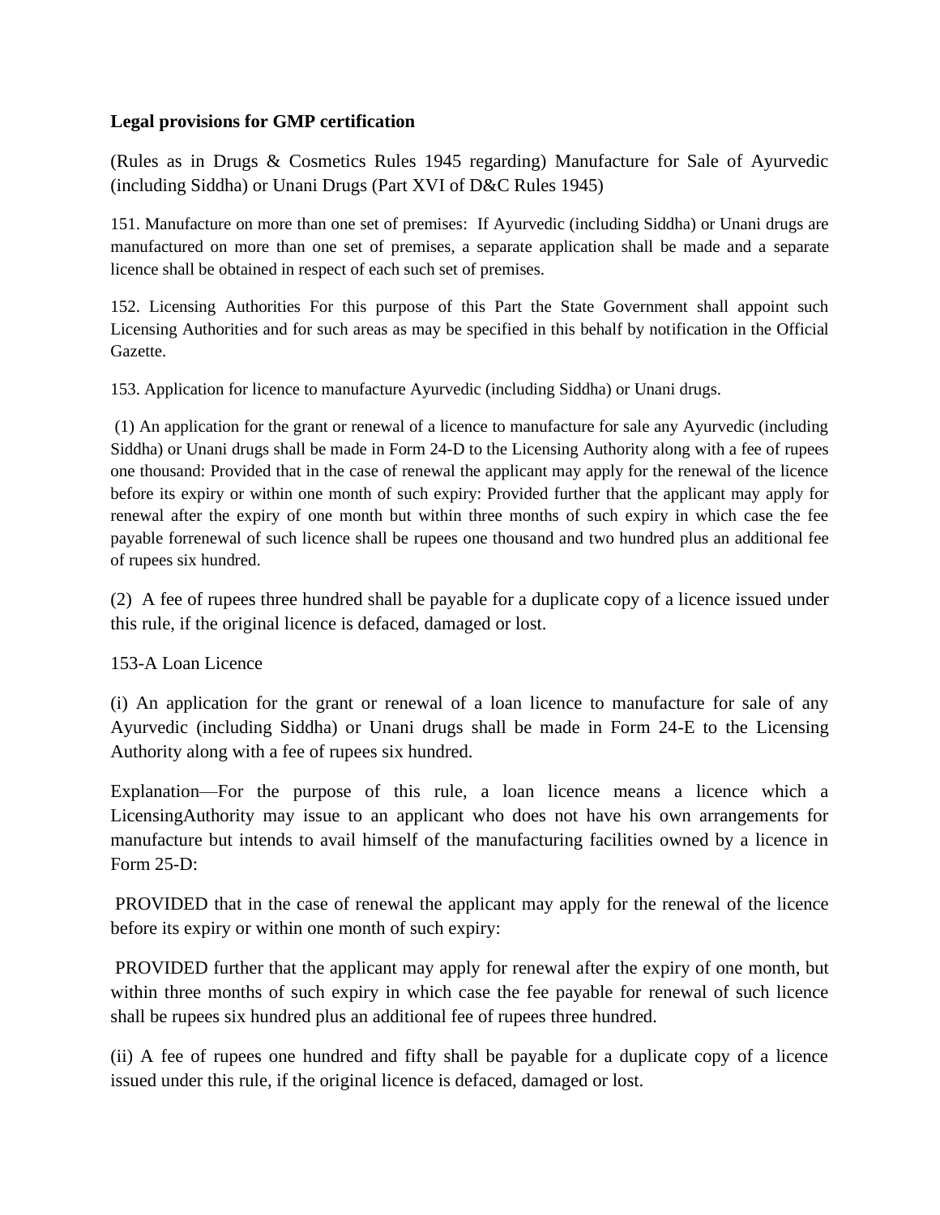**Legal provisions for GMP certification**

(Rules as in Drugs & Cosmetics Rules 1945 regarding) Manufacture for Sale of Ayurvedic (including Siddha) or Unani Drugs (Part XVI of D&C Rules 1945)

151. Manufacture on more than one set of premises: If Ayurvedic (including Siddha) or Unani drugs are manufactured on more than one set of premises, a separate application shall be made and a separate licence shall be obtained in respect of each such set of premises.

152. Licensing Authorities For this purpose of this Part the State Government shall appoint such Licensing Authorities and for such areas as may be specified in this behalf by notification in the Official Gazette.

153. Application for licence to manufacture Ayurvedic (including Siddha) or Unani drugs.

(1) An application for the grant or renewal of a licence to manufacture for sale any Ayurvedic (including Siddha) or Unani drugs shall be made in Form 24-D to the Licensing Authority along with a fee of rupees one thousand: Provided that in the case of renewal the applicant may apply for the renewal of the licence before its expiry or within one month of such expiry: Provided further that the applicant may apply for renewal after the expiry of one month but within three months of such expiry in which case the fee payable forrenewal of such licence shall be rupees one thousand and two hundred plus an additional fee of rupees six hundred.

(2) A fee of rupees three hundred shall be payable for a duplicate copy of a licence issued under this rule, if the original licence is defaced, damaged or lost.

153-A Loan Licence

(i) An application for the grant or renewal of a loan licence to manufacture for sale of any Ayurvedic (including Siddha) or Unani drugs shall be made in Form 24-E to the Licensing Authority along with a fee of rupees six hundred.

Explanation—For the purpose of this rule, a loan licence means a licence which a LicensingAuthority may issue to an applicant who does not have his own arrangements for manufacture but intends to avail himself of the manufacturing facilities owned by a licence in Form 25-D:

PROVIDED that in the case of renewal the applicant may apply for the renewal of the licence before its expiry or within one month of such expiry:

PROVIDED further that the applicant may apply for renewal after the expiry of one month, but within three months of such expiry in which case the fee payable for renewal of such licence shall be rupees six hundred plus an additional fee of rupees three hundred.

(ii) A fee of rupees one hundred and fifty shall be payable for a duplicate copy of a licence issued under this rule, if the original licence is defaced, damaged or lost.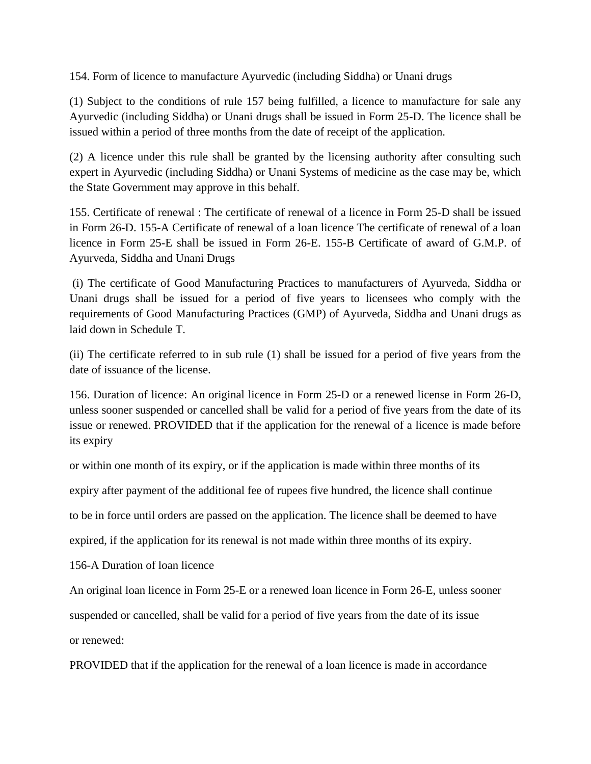154. Form of licence to manufacture Ayurvedic (including Siddha) or Unani drugs

(1) Subject to the conditions of rule 157 being fulfilled, a licence to manufacture for sale any Ayurvedic (including Siddha) or Unani drugs shall be issued in Form 25-D. The licence shall be issued within a period of three months from the date of receipt of the application.

(2) A licence under this rule shall be granted by the licensing authority after consulting such expert in Ayurvedic (including Siddha) or Unani Systems of medicine as the case may be, which the State Government may approve in this behalf.

155. Certificate of renewal : The certificate of renewal of a licence in Form 25-D shall be issued in Form 26-D. 155-A Certificate of renewal of a loan licence The certificate of renewal of a loan licence in Form 25-E shall be issued in Form 26-E. 155-B Certificate of award of G.M.P. of Ayurveda, Siddha and Unani Drugs

(i) The certificate of Good Manufacturing Practices to manufacturers of Ayurveda, Siddha or Unani drugs shall be issued for a period of five years to licensees who comply with the requirements of Good Manufacturing Practices (GMP) of Ayurveda, Siddha and Unani drugs as laid down in Schedule T.

(ii) The certificate referred to in sub rule (1) shall be issued for a period of five years from the date of issuance of the license.

156. Duration of licence: An original licence in Form 25-D or a renewed license in Form 26-D, unless sooner suspended or cancelled shall be valid for a period of five years from the date of its issue or renewed. PROVIDED that if the application for the renewal of a licence is made before its expiry

or within one month of its expiry, or if the application is made within three months of its

expiry after payment of the additional fee of rupees five hundred, the licence shall continue

to be in force until orders are passed on the application. The licence shall be deemed to have

expired, if the application for its renewal is not made within three months of its expiry.

156-A Duration of loan licence

An original loan licence in Form 25-E or a renewed loan licence in Form 26-E, unless sooner

suspended or cancelled, shall be valid for a period of five years from the date of its issue

or renewed:

PROVIDED that if the application for the renewal of a loan licence is made in accordance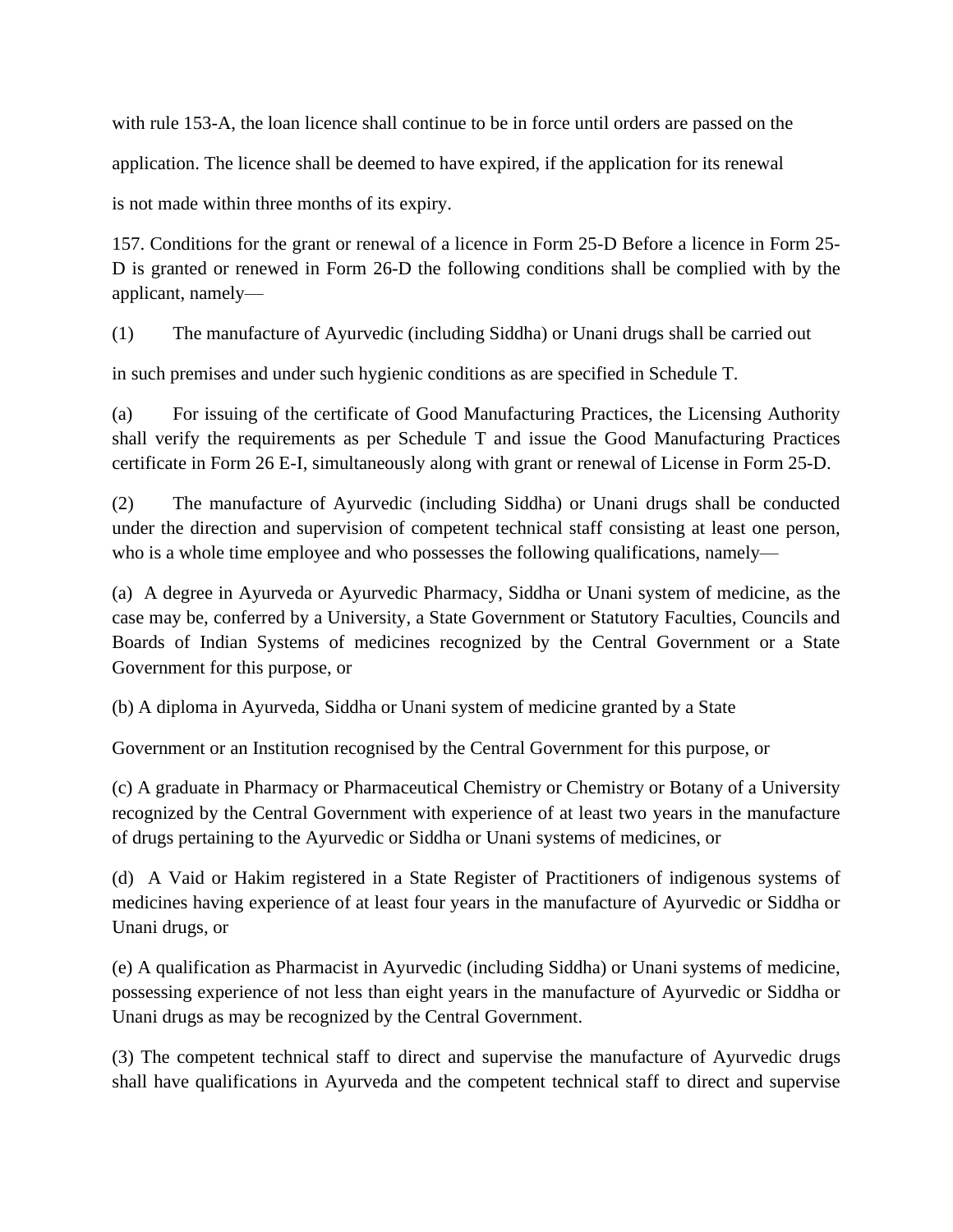with rule 153-A, the loan licence shall continue to be in force until orders are passed on the application. The licence shall be deemed to have expired, if the application for its renewal is not made within three months of its expiry.

157. Conditions for the grant or renewal of a licence in Form 25-D Before a licence in Form 25-D is granted or renewed in Form 26-D the following conditions shall be complied with by the applicant, namely—

(1) The manufacture of Ayurvedic (including Siddha) or Unani drugs shall be carried out in such premises and under such hygienic conditions as are specified in Schedule T.

(a) For issuing of the certificate of Good Manufacturing Practices, the Licensing Authority shall verify the requirements as per Schedule T and issue the Good Manufacturing Practices certificate in Form 26 E-I, simultaneously along with grant or renewal of License in Form 25-D.

(2) The manufacture of Ayurvedic (including Siddha) or Unani drugs shall be conducted under the direction and supervision of competent technical staff consisting at least one person, who is a whole time employee and who possesses the following qualifications, namely—

(a) A degree in Ayurveda or Ayurvedic Pharmacy, Siddha or Unani system of medicine, as the case may be, conferred by a University, a State Government or Statutory Faculties, Councils and Boards of Indian Systems of medicines recognized by the Central Government or a State Government for this purpose, or

(b) A diploma in Ayurveda, Siddha or Unani system of medicine granted by a State Government or an Institution recognised by the Central Government for this purpose, or

(c) A graduate in Pharmacy or Pharmaceutical Chemistry or Chemistry or Botany of a University recognized by the Central Government with experience of at least two years in the manufacture of drugs pertaining to the Ayurvedic or Siddha or Unani systems of medicines, or

(d) A Vaid or Hakim registered in a State Register of Practitioners of indigenous systems of medicines having experience of at least four years in the manufacture of Ayurvedic or Siddha or Unani drugs, or

(e) A qualification as Pharmacist in Ayurvedic (including Siddha) or Unani systems of medicine, possessing experience of not less than eight years in the manufacture of Ayurvedic or Siddha or Unani drugs as may be recognized by the Central Government.

(3) The competent technical staff to direct and supervise the manufacture of Ayurvedic drugs shall have qualifications in Ayurveda and the competent technical staff to direct and supervise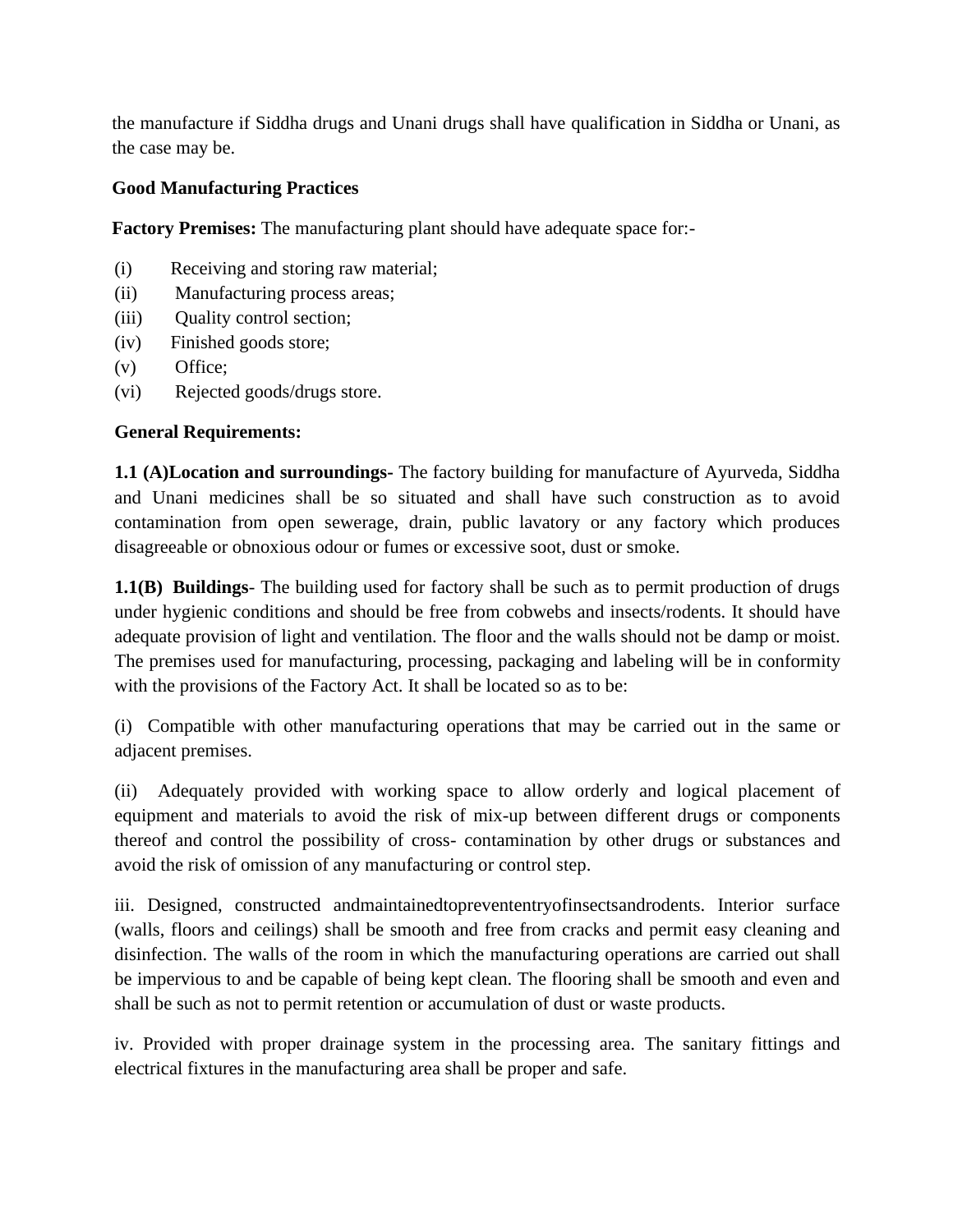the manufacture if Siddha drugs and Unani drugs shall have qualification in Siddha or Unani, as the case may be.

**Good Manufacturing Practices**

**Factory Premises:** The manufacturing plant should have adequate space for:-

(i) Receiving and storing raw material;
(ii) Manufacturing process areas;
(iii) Quality control section;
(iv) Finished goods store;
(v) Office;
(vi) Rejected goods/drugs store.

**General Requirements:**

**1.1 (A)Location and surroundings**- The factory building for manufacture of Ayurveda, Siddha and Unani medicines shall be so situated and shall have such construction as to avoid contamination from open sewerage, drain, public lavatory or any factory which produces disagreeable or obnoxious odour or fumes or excessive soot, dust or smoke.

**1.1(B) Buildings**- The building used for factory shall be such as to permit production of drugs under hygienic conditions and should be free from cobwebs and insects/rodents. It should have adequate provision of light and ventilation. The floor and the walls should not be damp or moist. The premises used for manufacturing, processing, packaging and labeling will be in conformity with the provisions of the Factory Act. It shall be located so as to be:

(i) Compatible with other manufacturing operations that may be carried out in the same or adjacent premises.

(ii) Adequately provided with working space to allow orderly and logical placement of equipment and materials to avoid the risk of mix-up between different drugs or components thereof and control the possibility of cross- contamination by other drugs or substances and avoid the risk of omission of any manufacturing or control step.

iii. Designed, constructed andmaintainedtopreventertryofinsectsandrodents. Interior surface (walls, floors and ceilings) shall be smooth and free from cracks and permit easy cleaning and disinfection. The walls of the room in which the manufacturing operations are carried out shall be impervious to and be capable of being kept clean. The flooring shall be smooth and even and shall be such as not to permit retention or accumulation of dust or waste products.

iv. Provided with proper drainage system in the processing area. The sanitary fittings and electrical fixtures in the manufacturing area shall be proper and safe.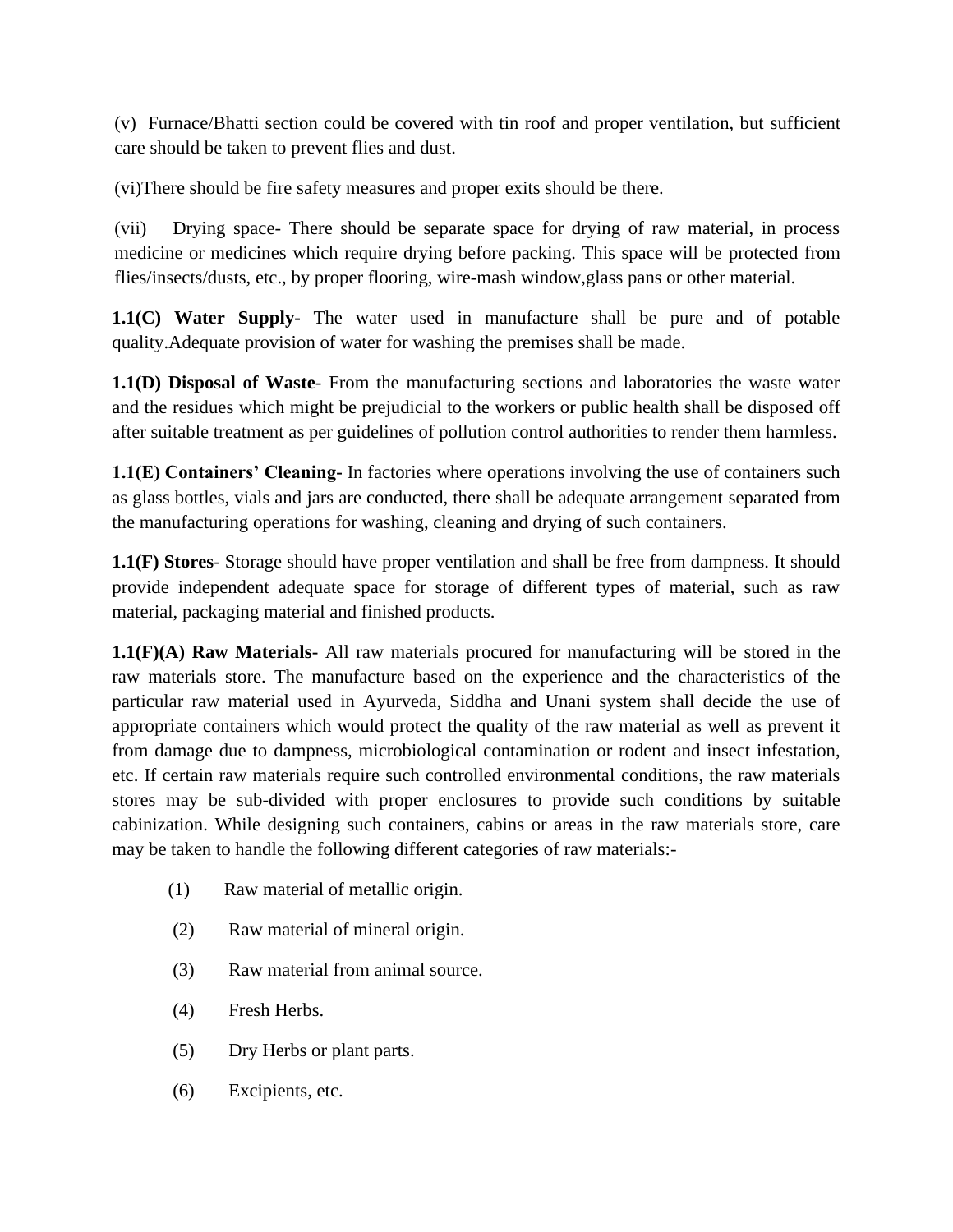(v) Furnace/Bhatti section could be covered with tin roof and proper ventilation, but sufficient care should be taken to prevent flies and dust.

(vi)There should be fire safety measures and proper exits should be there.

(vii) Drying space- There should be separate space for drying of raw material, in process medicine or medicines which require drying before packing. This space will be protected from flies/insects/dusts, etc., by proper flooring, wire-mash window,glass pans or other material.

**1.1(C) Water Supply-** The water used in manufacture shall be pure and of potable quality.Adequate provision of water for washing the premises shall be made.

**1.1(D) Disposal of Waste**- From the manufacturing sections and laboratories the waste water and the residues which might be prejudicial to the workers or public health shall be disposed off after suitable treatment as per guidelines of pollution control authorities to render them harmless.

**1.1(E) Containers' Cleaning-** In factories where operations involving the use of containers such as glass bottles, vials and jars are conducted, there shall be adequate arrangement separated from the manufacturing operations for washing, cleaning and drying of such containers.

**1.1(F) Stores**- Storage should have proper ventilation and shall be free from dampness. It should provide independent adequate space for storage of different types of material, such as raw material, packaging material and finished products.

**1.1(F)(A) Raw Materials-** All raw materials procured for manufacturing will be stored in the raw materials store. The manufacture based on the experience and the characteristics of the particular raw material used in Ayurveda, Siddha and Unani system shall decide the use of appropriate containers which would protect the quality of the raw material as well as prevent it from damage due to dampness, microbiological contamination or rodent and insect infestation, etc. If certain raw materials require such controlled environmental conditions, the raw materials stores may be sub-divided with proper enclosures to provide such conditions by suitable cabinization. While designing such containers, cabins or areas in the raw materials store, care may be taken to handle the following different categories of raw materials:-

(1) Raw material of metallic origin.

(2) Raw material of mineral origin.

(3) Raw material from animal source.

(4) Fresh Herbs.

(5) Dry Herbs or plant parts.

(6) Excipients, etc.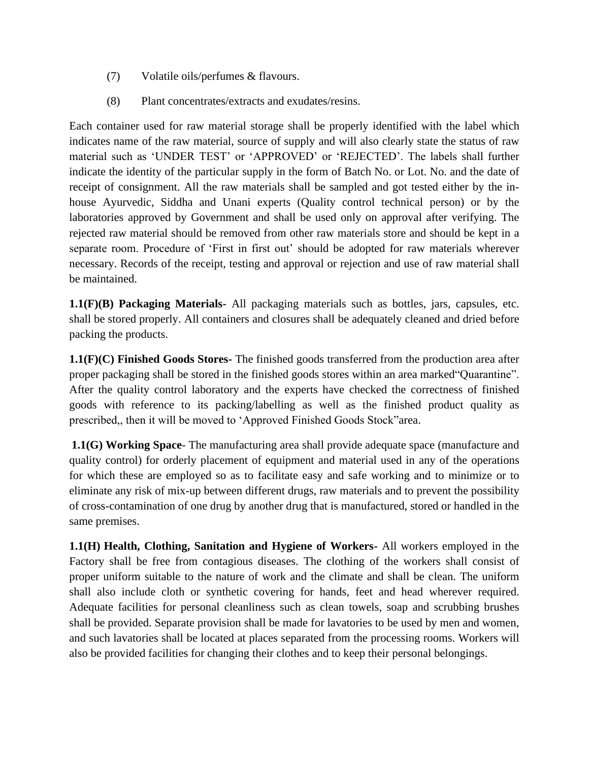(7) Volatile oils/perfumes & flavours.

(8) Plant concentrates/extracts and exudates/resins.

Each container used for raw material storage shall be properly identified with the label which indicates name of the raw material, source of supply and will also clearly state the status of raw material such as 'UNDER TEST' or 'APPROVED' or 'REJECTED'. The labels shall further indicate the identity of the particular supply in the form of Batch No. or Lot. No. and the date of receipt of consignment. All the raw materials shall be sampled and got tested either by the in-house Ayurvedic, Siddha and Unani experts (Quality control technical person) or by the laboratories approved by Government and shall be used only on approval after verifying. The rejected raw material should be removed from other raw materials store and should be kept in a separate room. Procedure of 'First in first out' should be adopted for raw materials wherever necessary. Records of the receipt, testing and approval or rejection and use of raw material shall be maintained.

**1.1(F)(B) Packaging Materials-** All packaging materials such as bottles, jars, capsules, etc. shall be stored properly. All containers and closures shall be adequately cleaned and dried before packing the products.

**1.1(F)(C) Finished Goods Stores-** The finished goods transferred from the production area after proper packaging shall be stored in the finished goods stores within an area marked"Quarantine". After the quality control laboratory and the experts have checked the correctness of finished goods with reference to its packing/labelling as well as the finished product quality as prescribed,, then it will be moved to 'Approved Finished Goods Stock"area.

**1.1(G) Working Space**- The manufacturing area shall provide adequate space (manufacture and quality control) for orderly placement of equipment and material used in any of the operations for which these are employed so as to facilitate easy and safe working and to minimize or to eliminate any risk of mix-up between different drugs, raw materials and to prevent the possibility of cross-contamination of one drug by another drug that is manufactured, stored or handled in the same premises.

**1.1(H) Health, Clothing, Sanitation and Hygiene of Workers-** All workers employed in the Factory shall be free from contagious diseases. The clothing of the workers shall consist of proper uniform suitable to the nature of work and the climate and shall be clean. The uniform shall also include cloth or synthetic covering for hands, feet and head wherever required. Adequate facilities for personal cleanliness such as clean towels, soap and scrubbing brushes shall be provided. Separate provision shall be made for lavatories to be used by men and women, and such lavatories shall be located at places separated from the processing rooms. Workers will also be provided facilities for changing their clothes and to keep their personal belongings.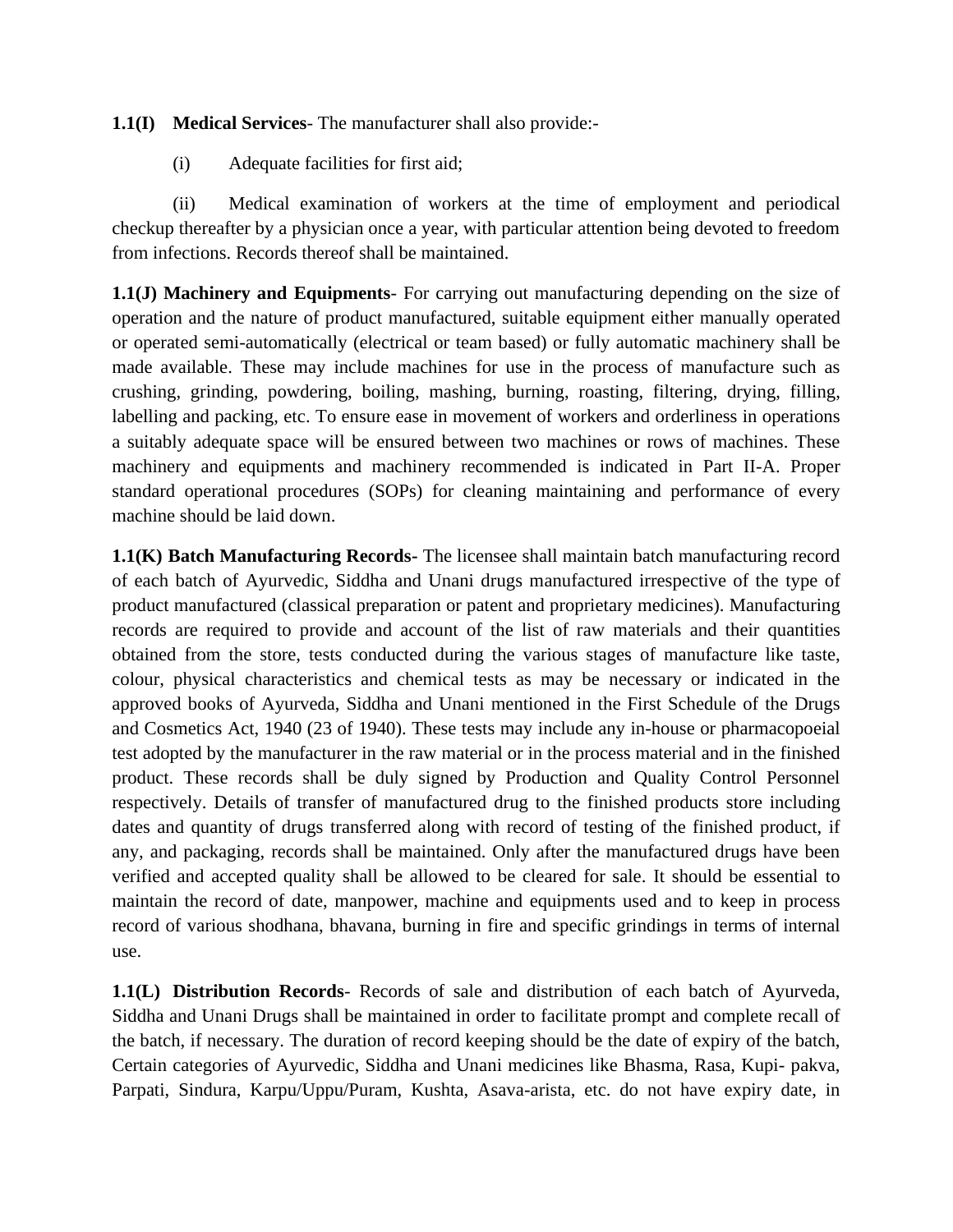**1.1(I) Medical Services**- The manufacturer shall also provide:-

(i) Adequate facilities for first aid;

(ii) Medical examination of workers at the time of employment and periodical checkup thereafter by a physician once a year, with particular attention being devoted to freedom from infections. Records thereof shall be maintained.

**1.1(J) Machinery and Equipments**- For carrying out manufacturing depending on the size of operation and the nature of product manufactured, suitable equipment either manually operated or operated semi-automatically (electrical or team based) or fully automatic machinery shall be made available. These may include machines for use in the process of manufacture such as crushing, grinding, powdering, boiling, mashing, burning, roasting, filtering, drying, filling, labelling and packing, etc. To ensure ease in movement of workers and orderliness in operations a suitably adequate space will be ensured between two machines or rows of machines. These machinery and equipments and machinery recommended is indicated in Part II-A. Proper standard operational procedures (SOPs) for cleaning maintaining and performance of every machine should be laid down.

**1.1(K) Batch Manufacturing Records-** The licensee shall maintain batch manufacturing record of each batch of Ayurvedic, Siddha and Unani drugs manufactured irrespective of the type of product manufactured (classical preparation or patent and proprietary medicines). Manufacturing records are required to provide and account of the list of raw materials and their quantities obtained from the store, tests conducted during the various stages of manufacture like taste, colour, physical characteristics and chemical tests as may be necessary or indicated in the approved books of Ayurveda, Siddha and Unani mentioned in the First Schedule of the Drugs and Cosmetics Act, 1940 (23 of 1940). These tests may include any in-house or pharmacopoeial test adopted by the manufacturer in the raw material or in the process material and in the finished product. These records shall be duly signed by Production and Quality Control Personnel respectively. Details of transfer of manufactured drug to the finished products store including dates and quantity of drugs transferred along with record of testing of the finished product, if any, and packaging, records shall be maintained. Only after the manufactured drugs have been verified and accepted quality shall be allowed to be cleared for sale. It should be essential to maintain the record of date, manpower, machine and equipments used and to keep in process record of various shodhana, bhavana, burning in fire and specific grindings in terms of internal use.

**1.1(L) Distribution Records**- Records of sale and distribution of each batch of Ayurveda, Siddha and Unani Drugs shall be maintained in order to facilitate prompt and complete recall of the batch, if necessary. The duration of record keeping should be the date of expiry of the batch, Certain categories of Ayurvedic, Siddha and Unani medicines like Bhasma, Rasa, Kupi- pakva, Parpati, Sindura, Karpu/Uppu/Puram, Kushta, Asava-arista, etc. do not have expiry date, in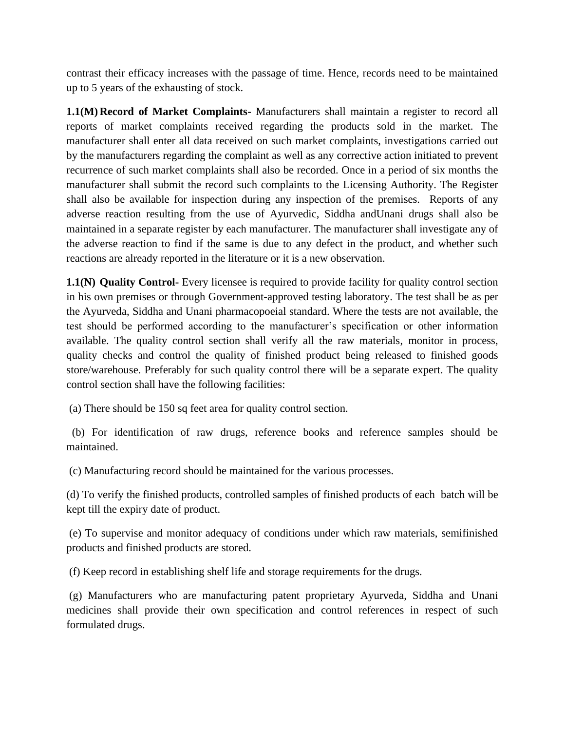contrast their efficacy increases with the passage of time. Hence, records need to be maintained up to 5 years of the exhausting of stock.

**1.1(M) Record of Market Complaints-** Manufacturers shall maintain a register to record all reports of market complaints received regarding the products sold in the market. The manufacturer shall enter all data received on such market complaints, investigations carried out by the manufacturers regarding the complaint as well as any corrective action initiated to prevent recurrence of such market complaints shall also be recorded. Once in a period of six months the manufacturer shall submit the record such complaints to the Licensing Authority. The Register shall also be available for inspection during any inspection of the premises. Reports of any adverse reaction resulting from the use of Ayurvedic, Siddha andUnani drugs shall also be maintained in a separate register by each manufacturer. The manufacturer shall investigate any of the adverse reaction to find if the same is due to any defect in the product, and whether such reactions are already reported in the literature or it is a new observation.

**1.1(N) Quality Control-** Every licensee is required to provide facility for quality control section in his own premises or through Government-approved testing laboratory. The test shall be as per the Ayurveda, Siddha and Unani pharmacopoeial standard. Where the tests are not available, the test should be performed according to the manufacturer's specification or other information available. The quality control section shall verify all the raw materials, monitor in process, quality checks and control the quality of finished product being released to finished goods store/warehouse. Preferably for such quality control there will be a separate expert. The quality control section shall have the following facilities:

(a) There should be 150 sq feet area for quality control section.

(b) For identification of raw drugs, reference books and reference samples should be maintained.

(c) Manufacturing record should be maintained for the various processes.

(d) To verify the finished products, controlled samples of finished products of each batch will be kept till the expiry date of product.

(e) To supervise and monitor adequacy of conditions under which raw materials, semifinished products and finished products are stored.

(f) Keep record in establishing shelf life and storage requirements for the drugs.

(g) Manufacturers who are manufacturing patent proprietary Ayurveda, Siddha and Unani medicines shall provide their own specification and control references in respect of such formulated drugs.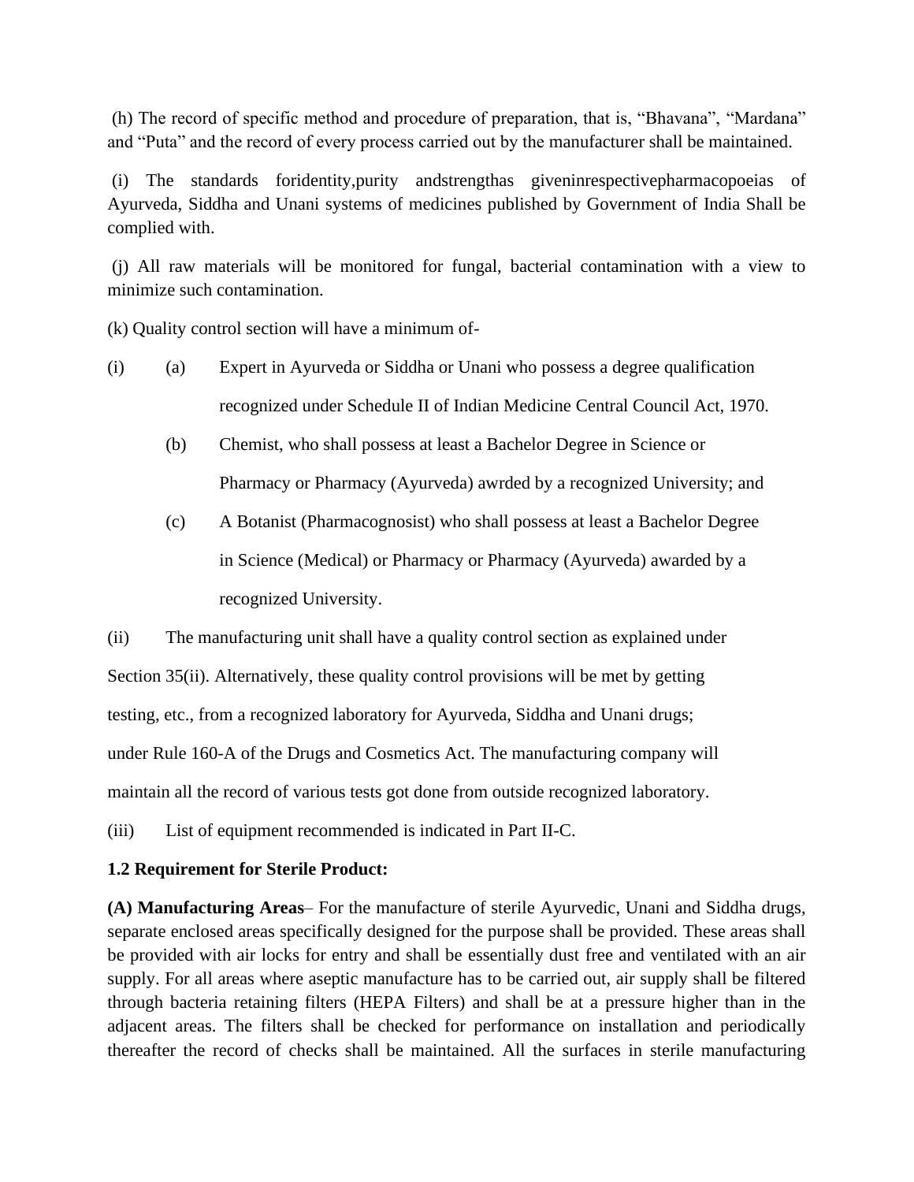(h) The record of specific method and procedure of preparation, that is, "Bhavana", "Mardana" and "Puta" and the record of every process carried out by the manufacturer shall be maintained.

(i) The standards foridentity,purity andstrengthas giveninrespectivepharmacopoeias of Ayurveda, Siddha and Unani systems of medicines published by Government of India Shall be complied with.

(j) All raw materials will be monitored for fungal, bacterial contamination with a view to minimize such contamination.

(k) Quality control section will have a minimum of-

(i) (a) Expert in Ayurveda or Siddha or Unani who possess a degree qualification recognized under Schedule II of Indian Medicine Central Council Act, 1970.

(b) Chemist, who shall possess at least a Bachelor Degree in Science or Pharmacy or Pharmacy (Ayurveda) awrded by a recognized University; and

(c) A Botanist (Pharmacognosist) who shall possess at least a Bachelor Degree in Science (Medical) or Pharmacy or Pharmacy (Ayurveda) awarded by a recognized University.

(ii) The manufacturing unit shall have a quality control section as explained under Section 35(ii). Alternatively, these quality control provisions will be met by getting testing, etc., from a recognized laboratory for Ayurveda, Siddha and Unani drugs; under Rule 160-A of the Drugs and Cosmetics Act. The manufacturing company will maintain all the record of various tests got done from outside recognized laboratory.

(iii) List of equipment recommended is indicated in Part II-C.

**1.2 Requirement for Sterile Product:**

**(A) Manufacturing Areas**– For the manufacture of sterile Ayurvedic, Unani and Siddha drugs, separate enclosed areas specifically designed for the purpose shall be provided. These areas shall be provided with air locks for entry and shall be essentially dust free and ventilated with an air supply. For all areas where aseptic manufacture has to be carried out, air supply shall be filtered through bacteria retaining filters (HEPA Filters) and shall be at a pressure higher than in the adjacent areas. The filters shall be checked for performance on installation and periodically thereafter the record of checks shall be maintained. All the surfaces in sterile manufacturing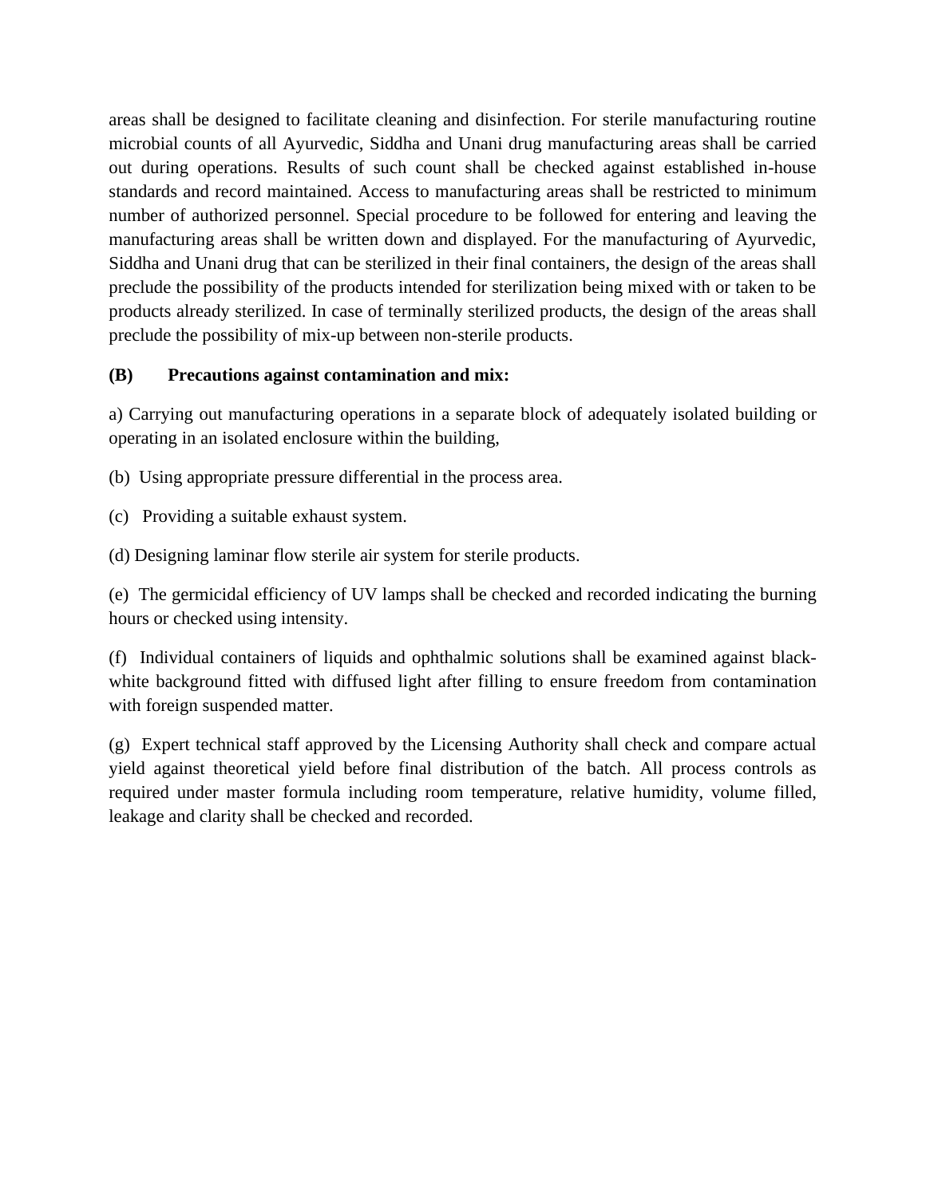areas shall be designed to facilitate cleaning and disinfection. For sterile manufacturing routine microbial counts of all Ayurvedic, Siddha and Unani drug manufacturing areas shall be carried out during operations. Results of such count shall be checked against established in-house standards and record maintained. Access to manufacturing areas shall be restricted to minimum number of authorized personnel. Special procedure to be followed for entering and leaving the manufacturing areas shall be written down and displayed. For the manufacturing of Ayurvedic, Siddha and Unani drug that can be sterilized in their final containers, the design of the areas shall preclude the possibility of the products intended for sterilization being mixed with or taken to be products already sterilized. In case of terminally sterilized products, the design of the areas shall preclude the possibility of mix-up between non-sterile products.

**(B) Precautions against contamination and mix:**

a) Carrying out manufacturing operations in a separate block of adequately isolated building or operating in an isolated enclosure within the building,

(b) Using appropriate pressure differential in the process area.

(c) Providing a suitable exhaust system.

(d) Designing laminar flow sterile air system for sterile products.

(e) The germicidal efficiency of UV lamps shall be checked and recorded indicating the burning hours or checked using intensity.

(f) Individual containers of liquids and ophthalmic solutions shall be examined against black-white background fitted with diffused light after filling to ensure freedom from contamination with foreign suspended matter.

(g) Expert technical staff approved by the Licensing Authority shall check and compare actual yield against theoretical yield before final distribution of the batch. All process controls as required under master formula including room temperature, relative humidity, volume filled, leakage and clarity shall be checked and recorded.